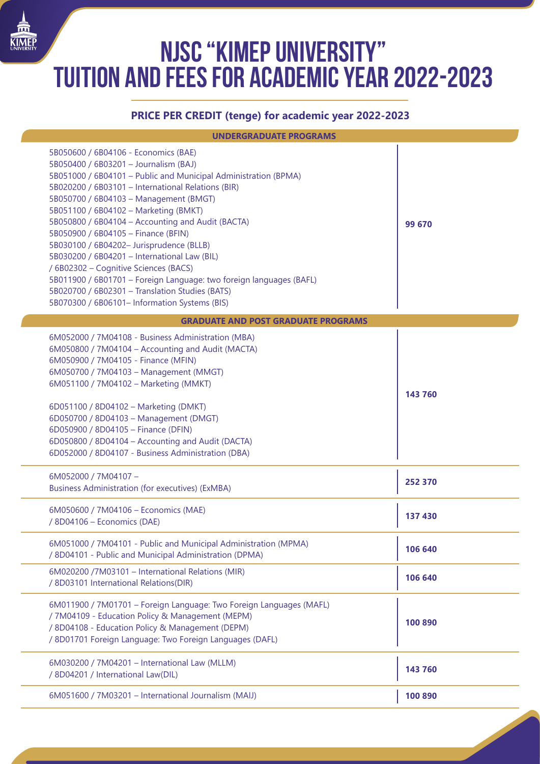# NJSC "KIMEP UNIVERSITY" TUITION AND FEES FOR ACADEMIC YEAR 2022-2023

## PRICE PER CREDIT (tenge) for academic year 2022-2023

| UNDERGRADUATE PROGRAMS | |
|---|---|
| 5B050600 / 6B04106 - Economics (BAE)<br>5B050400 / 6B03201 – Journalism (BAJ)<br>5B051000 / 6B04101 – Public and Municipal Administration (BPMA)<br>5B020200 / 6B03101 – International Relations (BIR)<br>5B050700 / 6B04103 – Management (BMGT)<br>5B051100 / 6B04102 – Marketing (BMKT)<br>5B050800 / 6B04104 – Accounting and Audit (BACTA)<br>5B050900 / 6B04105 – Finance (BFIN)<br>5B030100 / 6B04202– Jurisprudence (BLLB)<br>5B030200 / 6B04201 – International Law (BIL)<br>/ 6B02302 – Cognitive Sciences (BACS)<br>5B011900 / 6B01701 – Foreign Language: two foreign languages (BAFL)<br>5B020700 / 6B02301 – Translation Studies (BATS)<br>5B070300 / 6B06101– Information Systems (BIS) | 99 670 |
| **GRADUATE AND POST GRADUATE PROGRAMS** | |
| 6M052000 / 7M04108 - Business Administration (MBA)<br>6M050800 / 7M04104 – Accounting and Audit (MACTA)<br>6M050900 / 7M04105 - Finance (MFIN)<br>6M050700 / 7M04103 – Management (MMGT)<br>6M051100 / 7M04102 – Marketing (MMKT)<br><br>6D051100 / 8D04102 – Marketing (DMKT)<br>6D050700 / 8D04103 – Management (DMGT)<br>6D050900 / 8D04105 – Finance (DFIN)<br>6D050800 / 8D04104 – Accounting and Audit (DACTA)<br>6D052000 / 8D04107 - Business Administration (DBA) | 143 760 |
| 6M052000 / 7M04107 –<br>Business Administration (for executives) (ExMBA) | 252 370 |
| 6M050600 / 7M04106 – Economics (MAE)<br>/ 8D04106 – Economics (DAE) | 137 430 |
| 6M051000 / 7M04101 - Public and Municipal Administration (MPMA)<br>/ 8D04101 - Public and Municipal Administration (DPMA) | 106 640 |
| 6M020200 /7M03101 – International Relations (MIR)<br>/ 8D03101 International Relations(DIR) | 106 640 |
| 6M011900 / 7M01701 – Foreign Language: Two Foreign Languages (MAFL)<br>/ 7M04109 - Education Policy & Management (MEPM)<br>/ 8D04108 - Education Policy & Management (DEPM)<br>/ 8D01701 Foreign Language: Two Foreign Languages (DAFL) | 100 890 |
| 6M030200 / 7M04201 – International Law (MLLM)<br>/ 8D04201 / International Law(DIL) | 143 760 |
| 6M051600 / 7M03201 – International Journalism (MAIJ) | 100 890 |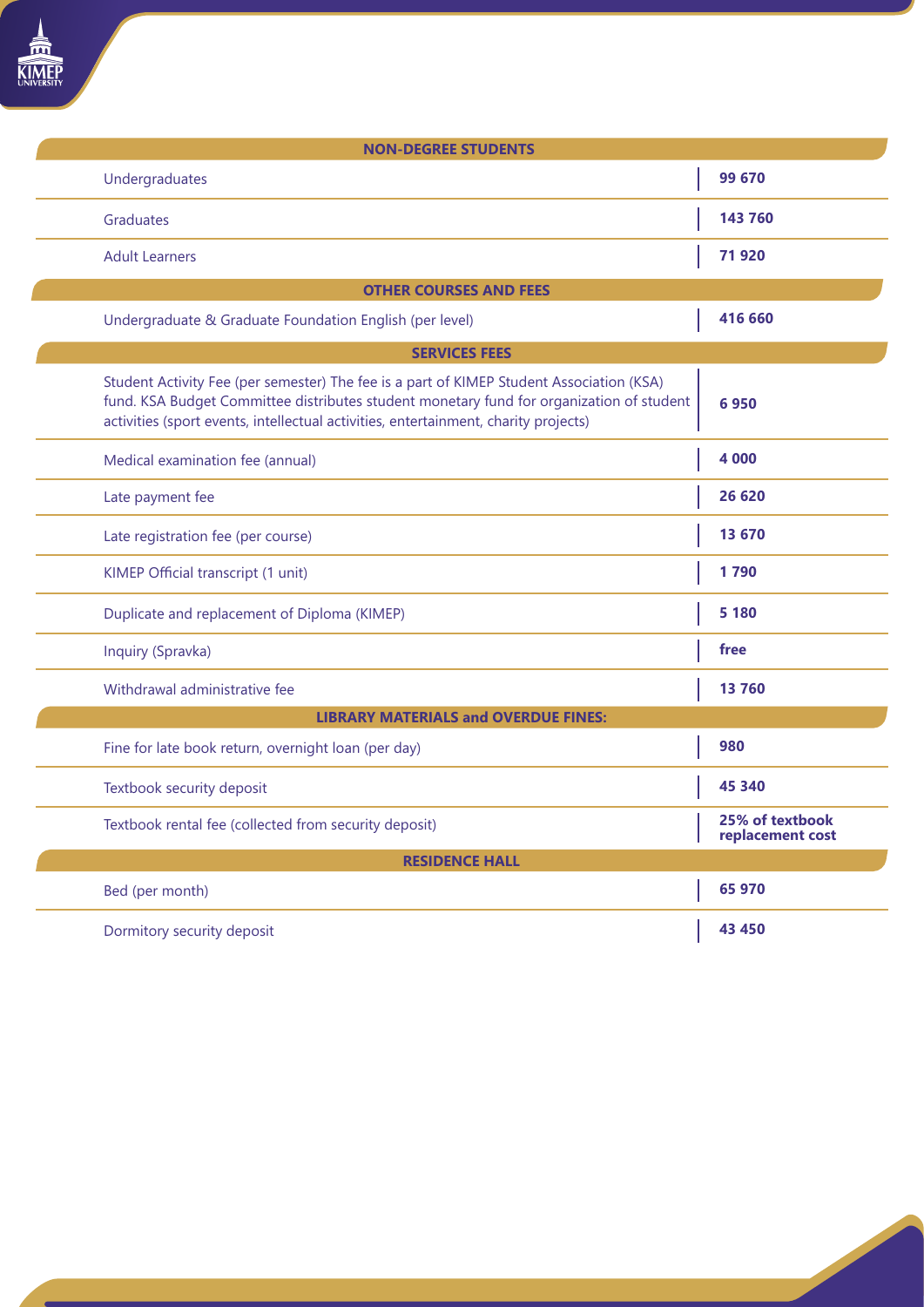| | |
|---|---|
| **NON-DEGREE STUDENTS** | |
| Undergraduates | **99 670** |
| Graduates | **143 760** |
| Adult Learners | **71 920** |
| **OTHER COURSES AND FEES** | |
| Undergraduate & Graduate Foundation English (per level) | **416 660** |
| **SERVICES FEES** | |
| Student Activity Fee (per semester) The fee is a part of KIMEP Student Association (KSA) fund. KSA Budget Committee distributes student monetary fund for organization of student activities (sport events, intellectual activities, entertainment, charity projects) | **6 950** |
| Medical examination fee (annual) | **4 000** |
| Late payment fee | **26 620** |
| Late registration fee (per course) | **13 670** |
| KIMEP Official transcript (1 unit) | **1 790** |
| Duplicate and replacement of Diploma (KIMEP) | **5 180** |
| Inquiry (Spravka) | **free** |
| Withdrawal administrative fee | **13 760** |
| **LIBRARY MATERIALS and OVERDUE FINES:** | |
| Fine for late book return, overnight loan (per day) | **980** |
| Textbook security deposit | **45 340** |
| Textbook rental fee (collected from security deposit) | **25% of textbook replacement cost** |
| **RESIDENCE HALL** | |
| Bed (per month) | **65 970** |
| Dormitory security deposit | **43 450** |